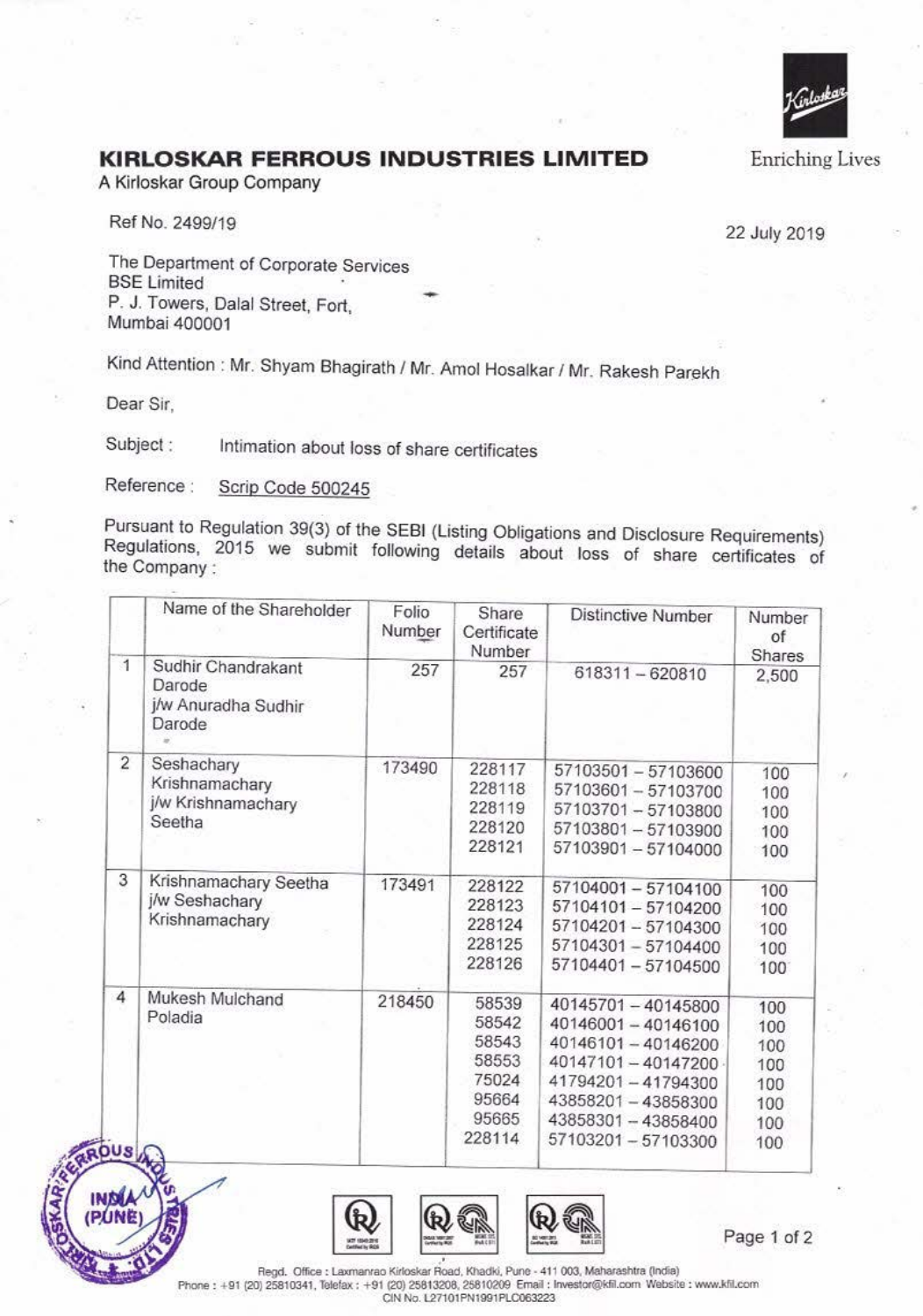# KIRLOSKAR FERROUS INDUSTRIES LIMITED

A Kirloskar Group Company

Enriching Lives

Ref No. 2499/19

22 July 2019

The Department of Corporate Services
BSE Limited
P. J. Towers, Dalal Street, Fort,
Mumbai 400001

Kind Attention : Mr. Shyam Bhagirath / Mr. Amol Hosalkar / Mr. Rakesh Parekh

Dear Sir,

Subject : Intimation about loss of share certificates

Reference : Scrip Code 500245

Pursuant to Regulation 39(3) of the SEBI (Listing Obligations and Disclosure Requirements) Regulations, 2015 we submit following details about loss of share certificates of the Company :

| | Name of the Shareholder | Folio Number | Share Certificate Number | Distinctive Number | Number of Shares |
|---|---|---|---|---|---|
| 1 | Sudhir Chandrakant Darode j/w Anuradha Sudhir Darode | 257 | 257 | 618311 – 620810 | 2,500 |
| 2 | Seshachary Krishnamachary j/w Krishnamachary Seetha | 173490 | 228117 | 57103501 – 57103600 | 100 |
| | | | 228118 | 57103601 – 57103700 | 100 |
| | | | 228119 | 57103701 – 57103800 | 100 |
| | | | 228120 | 57103801 – 57103900 | 100 |
| | | | 228121 | 57103901 – 57104000 | 100 |
| 3 | Krishnamachary Seetha j/w Seshachary Krishnamachary | 173491 | 228122 | 57104001 – 57104100 | 100 |
| | | | 228123 | 57104101 – 57104200 | 100 |
| | | | 228124 | 57104201 – 57104300 | 100 |
| | | | 228125 | 57104301 – 57104400 | 100 |
| | | | 228126 | 57104401 – 57104500 | 100 |
| 4 | Mukesh Mulchand Poladia | 218450 | 58539 | 40145701 – 40145800 | 100 |
| | | | 58542 | 40146001 – 40146100 | 100 |
| | | | 58543 | 40146101 – 40146200 | 100 |
| | | | 58553 | 40147101 – 40147200 | 100 |
| | | | 75024 | 41794201 – 41794300 | 100 |
| | | | 95664 | 43858201 – 43858300 | 100 |
| | | | 95665 | 43858301 – 43858400 | 100 |
| | | | 228114 | 57103201 – 57103300 | 100 |

Regd. Office : Laxmanrao Kirloskar Road, Khadki, Pune - 411 003, Maharashtra (India)
Phone : +91 (20) 25810341, Telefax : +91 (20) 25813208, 25810209 Email : Investor@kfil.com Website : www.kfil.com
CIN No. L27101PN1991PLC063223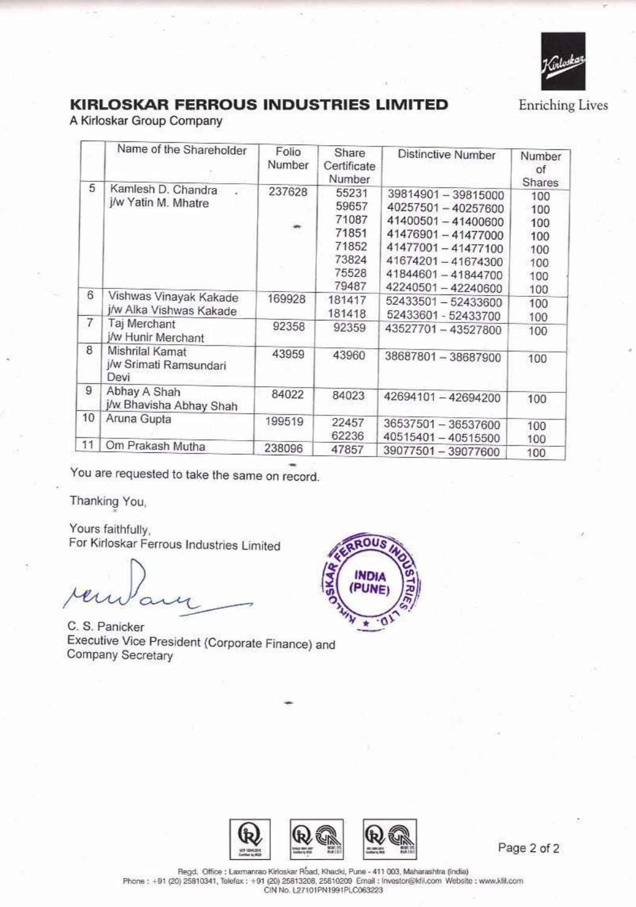## KIRLOSKAR FERROUS INDUSTRIES LIMITED

A Kirloskar Group Company

Enriching Lives

| | Name of the Shareholder | Folio Number | Share Certificate Number | Distinctive Number | Number of Shares |
|---|---|---|---|---|---|
| 5 | Kamlesh D. Chandra j/w Yatin M. Mhatre | 237628 | 55231 | 39814901 – 39815000 | 100 |
| | | | 59657 | 40257501 – 40257600 | 100 |
| | | | 71087 | 41400501 – 41400600 | 100 |
| | | | 71851 | 41476901 – 41477000 | 100 |
| | | | 71852 | 41477001 – 41477100 | 100 |
| | | | 73824 | 41674201 – 41674300 | 100 |
| | | | 75528 | 41844601 – 41844700 | 100 |
| | | | 79487 | 42240501 – 42240600 | 100 |
| 6 | Vishwas Vinayak Kakade j/w Alka Vishwas Kakade | 169928 | 181417 | 52433501 – 52433600 | 100 |
| | | | 181418 | 52433601 - 52433700 | 100 |
| 7 | Taj Merchant j/w Hunir Merchant | 92358 | 92359 | 43527701 – 43527800 | 100 |
| 8 | Mishrilal Kamat j/w Srimati Ramsundari Devi | 43959 | 43960 | 38687801 – 38687900 | 100 |
| 9 | Abhay A Shah j/w Bhavisha Abhay Shah | 84022 | 84023 | 42694101 – 42694200 | 100 |
| 10 | Aruna Gupta | 199519 | 22457 | 36537501 – 36537600 | 100 |
| | | | 62236 | 40515401 – 40515500 | 100 |
| 11 | Om Prakash Mutha | 238096 | 47857 | 39077501 – 39077600 | 100 |

You are requested to take the same on record.

Thanking You,

Yours faithfully,
For Kirloskar Ferrous Industries Limited

C. S. Panicker
Executive Vice President (Corporate Finance) and
Company Secretary

Regd. Office : Laxmanrao Kirloskar Road, Khadki, Pune - 411 003, Maharashtra (India)
Phone : +91 (20) 25810341, Telefax : +91 (20) 25813208, 25810209 Email : investor@kfil.com Website : www.kfil.com
CIN No. L27101PN1991PLC063223